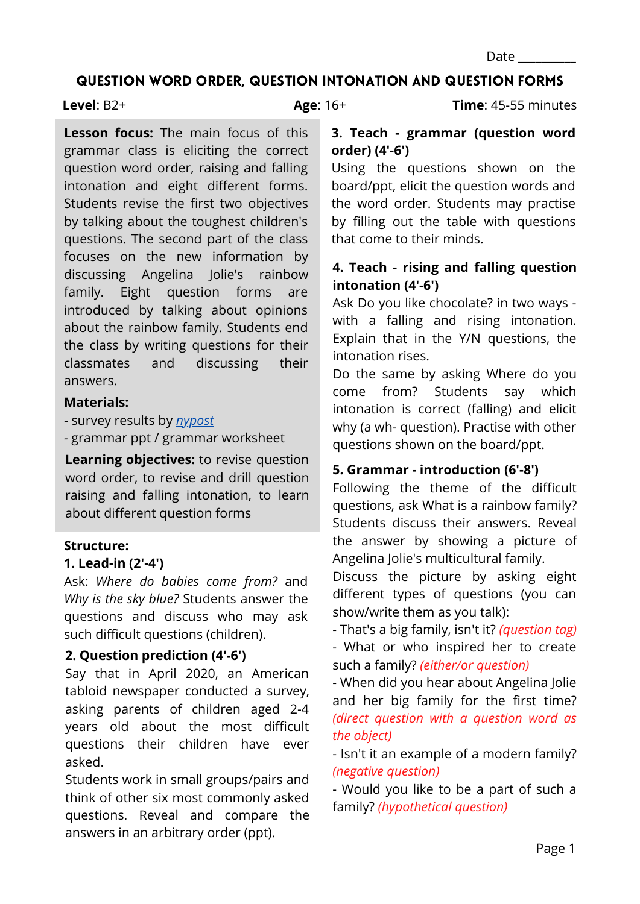Date _________

# QUESTION WORD ORDER, QUESTION INTONATION AND QUESTION FORMS

**Level**: B2+ **Age**: 16+ **Time**: 45-55 minutes

**Lesson focus:** The main focus of this grammar class is eliciting the correct question word order, raising and falling intonation and eight different forms. Students revise the first two objectives by talking about the toughest children's questions. The second part of the class focuses on the new information by discussing Angelina Jolie's rainbow family. Eight question forms are introduced by talking about opinions about the rainbow family. Students end the class by writing questions for their classmates and discussing their answers.

**Materials:**

- survey results by *nypost*
- grammar ppt / grammar worksheet

**Learning objectives:** to revise question word order, to revise and drill question raising and falling intonation, to learn about different question forms

**Structure:**

**1. Lead-in (2'-4')**

Ask: *Where do babies come from?* and *Why is the sky blue?* Students answer the questions and discuss who may ask such difficult questions (children).

**2. Question prediction (4'-6')**

Say that in April 2020, an American tabloid newspaper conducted a survey, asking parents of children aged 2-4 years old about the most difficult questions their children have ever asked.

Students work in small groups/pairs and think of other six most commonly asked questions. Reveal and compare the answers in an arbitrary order (ppt).

**3. Teach - grammar (question word order) (4'-6')**

Using the questions shown on the board/ppt, elicit the question words and the word order. Students may practise by filling out the table with questions that come to their minds.

**4. Teach - rising and falling question intonation (4'-6')**

Ask Do you like chocolate? in two ways - with a falling and rising intonation. Explain that in the Y/N questions, the intonation rises.

Do the same by asking Where do you come from? Students say which intonation is correct (falling) and elicit why (a wh- question). Practise with other questions shown on the board/ppt.

**5. Grammar - introduction (6'-8')**

Following the theme of the difficult questions, ask What is a rainbow family? Students discuss their answers. Reveal the answer by showing a picture of Angelina Jolie's multicultural family.

Discuss the picture by asking eight different types of questions (you can show/write them as you talk):

- That's a big family, isn't it? *(question tag)*
- What or who inspired her to create such a family? *(either/or question)*
- When did you hear about Angelina Jolie and her big family for the first time? *(direct question with a question word as the object)*
- Isn't it an example of a modern family? *(negative question)*
- Would you like to be a part of such a family? *(hypothetical question)*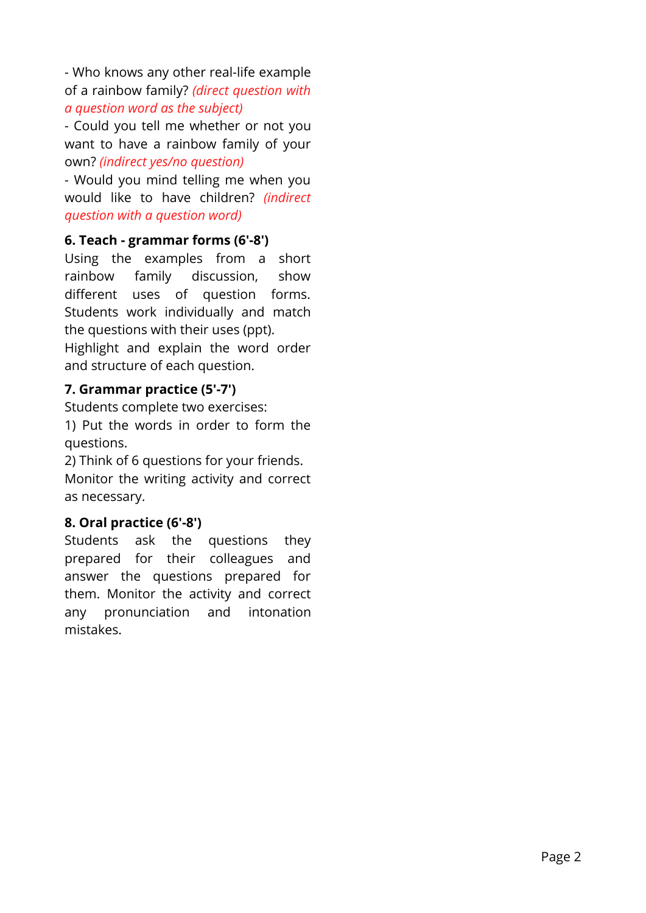- Who knows any other real-life example of a rainbow family? *(direct question with a question word as the subject)*

- Could you tell me whether or not you want to have a rainbow family of your own? *(indirect yes/no question)*

- Would you mind telling me when you would like to have children? *(indirect question with a question word)*

**6. Teach - grammar forms (6'-8')**

Using the examples from a short rainbow family discussion, show different uses of question forms. Students work individually and match the questions with their uses (ppt).

Highlight and explain the word order and structure of each question.

**7. Grammar practice (5'-7')**

Students complete two exercises:

1) Put the words in order to form the questions.

2) Think of 6 questions for your friends.

Monitor the writing activity and correct as necessary.

**8. Oral practice (6'-8')**

Students ask the questions they prepared for their colleagues and answer the questions prepared for them. Monitor the activity and correct any pronunciation and intonation mistakes.